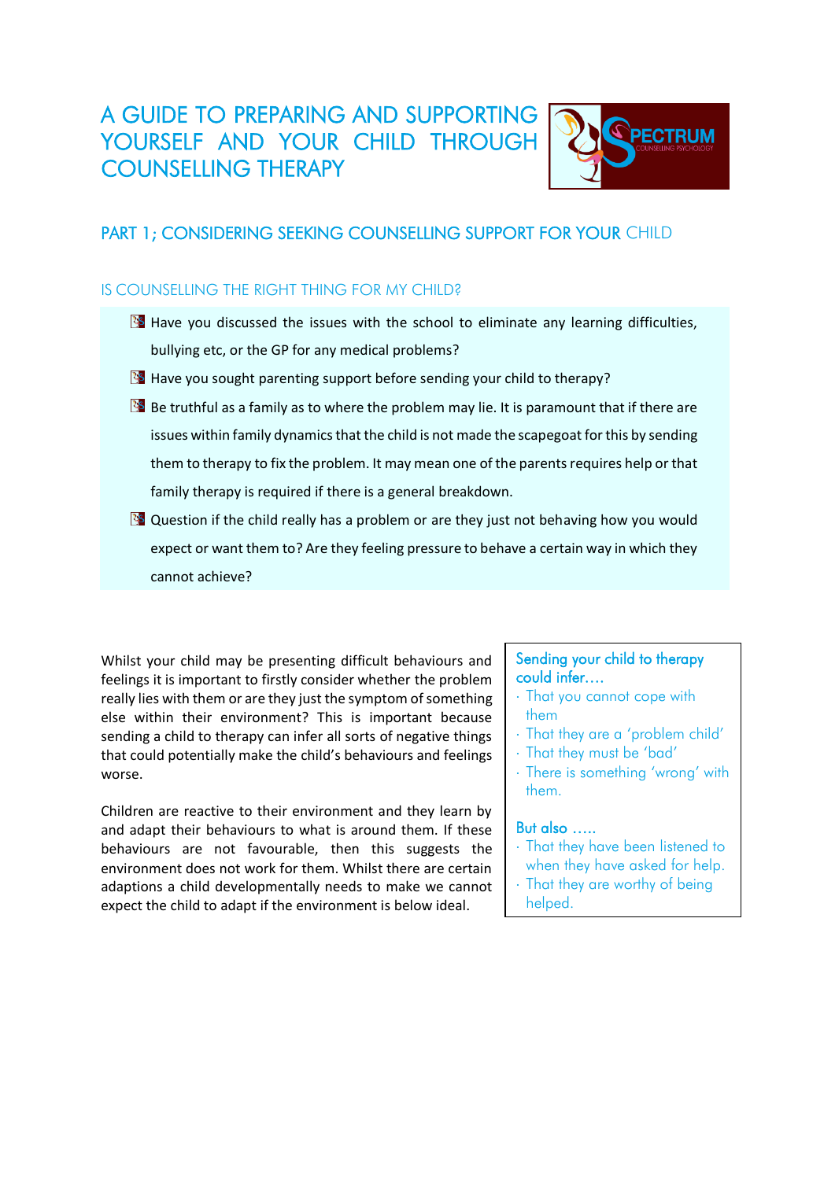# A GUIDE TO PREPARING AND SUPPORTING YOURSELF AND YOUR CHILD THROUGH COUNSELLING THERAPY

## PART 1; CONSIDERING SEEKING COUNSELLING SUPPORT FOR YOUR CHILD

### IS COUNSELLING THE RIGHT THING FOR MY CHILD?

- Have you discussed the issues with the school to eliminate any learning difficulties, bullying etc, or the GP for any medical problems?
- Have you sought parenting support before sending your child to therapy?
- Be truthful as a family as to where the problem may lie. It is paramount that if there are issues within family dynamics that the child is not made the scapegoat for this by sending them to therapy to fix the problem. It may mean one of the parents requires help or that family therapy is required if there is a general breakdown.
- Question if the child really has a problem or are they just not behaving how you would expect or want them to? Are they feeling pressure to behave a certain way in which they cannot achieve?

Whilst your child may be presenting difficult behaviours and feelings it is important to firstly consider whether the problem really lies with them or are they just the symptom of something else within their environment? This is important because sending a child to therapy can infer all sorts of negative things that could potentially make the child's behaviours and feelings worse.

Children are reactive to their environment and they learn by and adapt their behaviours to what is around them. If these behaviours are not favourable, then this suggests the environment does not work for them. Whilst there are certain adaptions a child developmentally needs to make we cannot expect the child to adapt if the environment is below ideal.

**Sending your child to therapy could infer….**

- That you cannot cope with them
- That they are a 'problem child'
- That they must be 'bad'
- There is something 'wrong' with them.

**But also …..**

- That they have been listened to when they have asked for help.
- That they are worthy of being helped.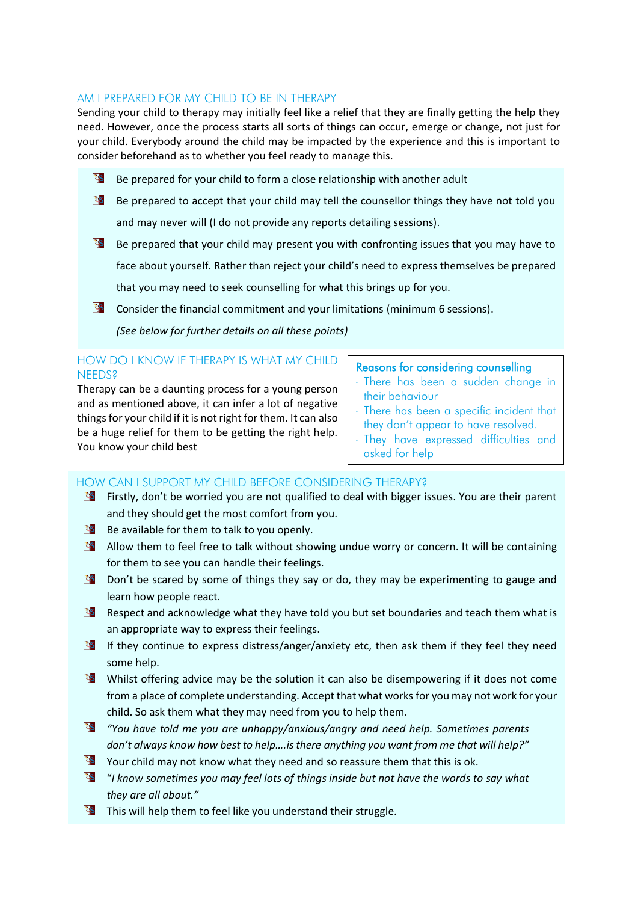## AM I PREPARED FOR MY CHILD TO BE IN THERAPY

Sending your child to therapy may initially feel like a relief that they are finally getting the help they need. However, once the process starts all sorts of things can occur, emerge or change, not just for your child. Everybody around the child may be impacted by the experience and this is important to consider beforehand as to whether you feel ready to manage this.

- Be prepared for your child to form a close relationship with another adult
- Be prepared to accept that your child may tell the counsellor things they have not told you and may never will (I do not provide any reports detailing sessions).
- Be prepared that your child may present you with confronting issues that you may have to face about yourself. Rather than reject your child's need to express themselves be prepared that you may need to seek counselling for what this brings up for you.
- Consider the financial commitment and your limitations (minimum 6 sessions).

  *(See below for further details on all these points)*

## HOW DO I KNOW IF THERAPY IS WHAT MY CHILD NEEDS?

Therapy can be a daunting process for a young person and as mentioned above, it can infer a lot of negative things for your child if it is not right for them. It can also be a huge relief for them to be getting the right help. You know your child best

### Reasons for considering counselling

- There has been a sudden change in their behaviour
- There has been a specific incident that they don't appear to have resolved.
- They have expressed difficulties and asked for help

## HOW CAN I SUPPORT MY CHILD BEFORE CONSIDERING THERAPY?

- Firstly, don't be worried you are not qualified to deal with bigger issues. You are their parent and they should get the most comfort from you.
- Be available for them to talk to you openly.
- Allow them to feel free to talk without showing undue worry or concern. It will be containing for them to see you can handle their feelings.
- Don't be scared by some of things they say or do, they may be experimenting to gauge and learn how people react.
- Respect and acknowledge what they have told you but set boundaries and teach them what is an appropriate way to express their feelings.
- If they continue to express distress/anger/anxiety etc, then ask them if they feel they need some help.
- Whilst offering advice may be the solution it can also be disempowering if it does not come from a place of complete understanding. Accept that what works for you may not work for your child. So ask them what they may need from you to help them.
- *"You have told me you are unhappy/anxious/angry and need help. Sometimes parents don't always know how best to help….is there anything you want from me that will help?"*
- Your child may not know what they need and so reassure them that this is ok.
- "*I know sometimes you may feel lots of things inside but not have the words to say what they are all about."*
- This will help them to feel like you understand their struggle.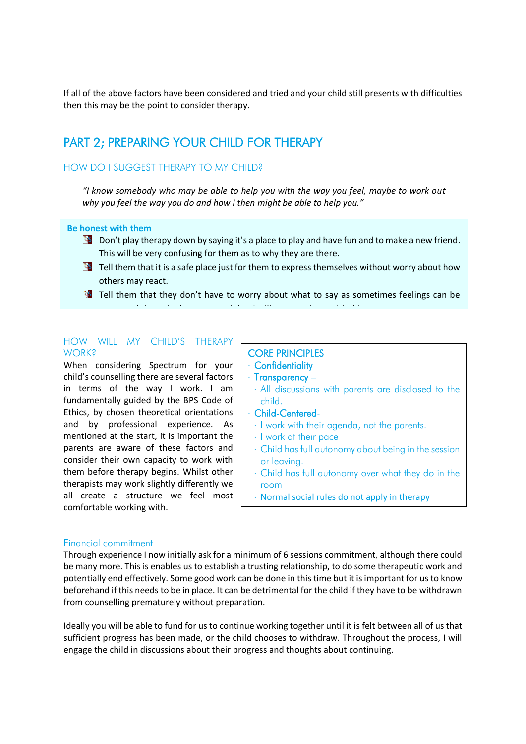If all of the above factors have been considered and tried and your child still presents with difficulties then this may be the point to consider therapy.

## PART 2; PREPARING YOUR CHILD FOR THERAPY

### HOW DO I SUGGEST THERAPY TO MY CHILD?

*"I know somebody who may be able to help you with the way you feel, maybe to work out why you feel the way you do and how I then might be able to help you."*

**Be honest with them**

- Don't play therapy down by saying it's a place to play and have fun and to make a new friend. This will be very confusing for them as to why they are there.
- Tell them that it is a safe place just for them to express themselves without worry about how others may react.
- Tell them that they don't have to worry about what to say as sometimes feelings can be

### HOW WILL MY CHILD'S THERAPY WORK?

When considering Spectrum for your child's counselling there are several factors in terms of the way I work. I am fundamentally guided by the BPS Code of Ethics, by chosen theoretical orientations and by professional experience. As mentioned at the start, it is important the parents are aware of these factors and consider their own capacity to work with them before therapy begins. Whilst other therapists may work slightly differently we all create a structure we feel most comfortable working with.

**CORE PRINCIPLES**

- Confidentiality
- Transparency –
  - All discussions with parents are disclosed to the child.
- Child-Centered-
  - I work with their agenda, not the parents.
  - I work at their pace
  - Child has full autonomy about being in the session or leaving.
  - Child has full autonomy over what they do in the room
  - Normal social rules do not apply in therapy

### Financial commitment

Through experience I now initially ask for a minimum of 6 sessions commitment, although there could be many more. This is enables us to establish a trusting relationship, to do some therapeutic work and potentially end effectively. Some good work can be done in this time but it is important for us to know beforehand if this needs to be in place. It can be detrimental for the child if they have to be withdrawn from counselling prematurely without preparation.

Ideally you will be able to fund for us to continue working together until it is felt between all of us that sufficient progress has been made, or the child chooses to withdraw. Throughout the process, I will engage the child in discussions about their progress and thoughts about continuing.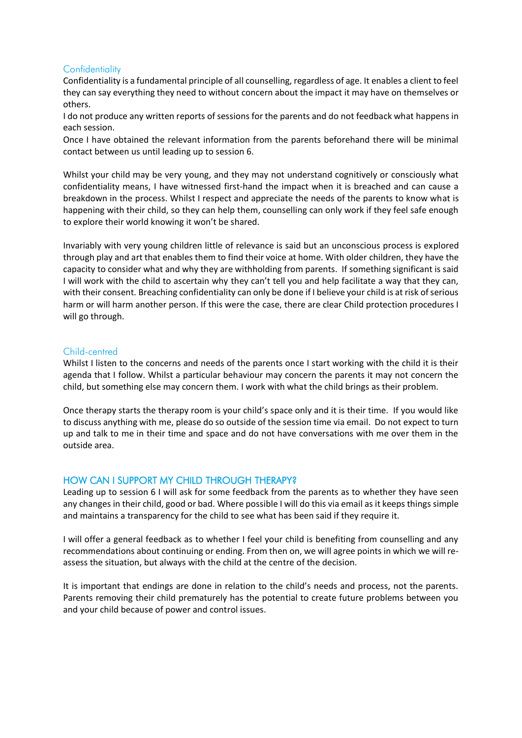## Confidentiality

Confidentiality is a fundamental principle of all counselling, regardless of age. It enables a client to feel they can say everything they need to without concern about the impact it may have on themselves or others.

I do not produce any written reports of sessions for the parents and do not feedback what happens in each session.

Once I have obtained the relevant information from the parents beforehand there will be minimal contact between us until leading up to session 6.

Whilst your child may be very young, and they may not understand cognitively or consciously what confidentiality means, I have witnessed first-hand the impact when it is breached and can cause a breakdown in the process. Whilst I respect and appreciate the needs of the parents to know what is happening with their child, so they can help them, counselling can only work if they feel safe enough to explore their world knowing it won't be shared.

Invariably with very young children little of relevance is said but an unconscious process is explored through play and art that enables them to find their voice at home. With older children, they have the capacity to consider what and why they are withholding from parents. If something significant is said I will work with the child to ascertain why they can't tell you and help facilitate a way that they can, with their consent. Breaching confidentiality can only be done if I believe your child is at risk of serious harm or will harm another person. If this were the case, there are clear Child protection procedures I will go through.

## Child-centred

Whilst I listen to the concerns and needs of the parents once I start working with the child it is their agenda that I follow. Whilst a particular behaviour may concern the parents it may not concern the child, but something else may concern them. I work with what the child brings as their problem.

Once therapy starts the therapy room is your child's space only and it is their time. If you would like to discuss anything with me, please do so outside of the session time via email. Do not expect to turn up and talk to me in their time and space and do not have conversations with me over them in the outside area.

## HOW CAN I SUPPORT MY CHILD THROUGH THERAPY?

Leading up to session 6 I will ask for some feedback from the parents as to whether they have seen any changes in their child, good or bad. Where possible I will do this via email as it keeps things simple and maintains a transparency for the child to see what has been said if they require it.

I will offer a general feedback as to whether I feel your child is benefiting from counselling and any recommendations about continuing or ending. From then on, we will agree points in which we will re-assess the situation, but always with the child at the centre of the decision.

It is important that endings are done in relation to the child's needs and process, not the parents. Parents removing their child prematurely has the potential to create future problems between you and your child because of power and control issues.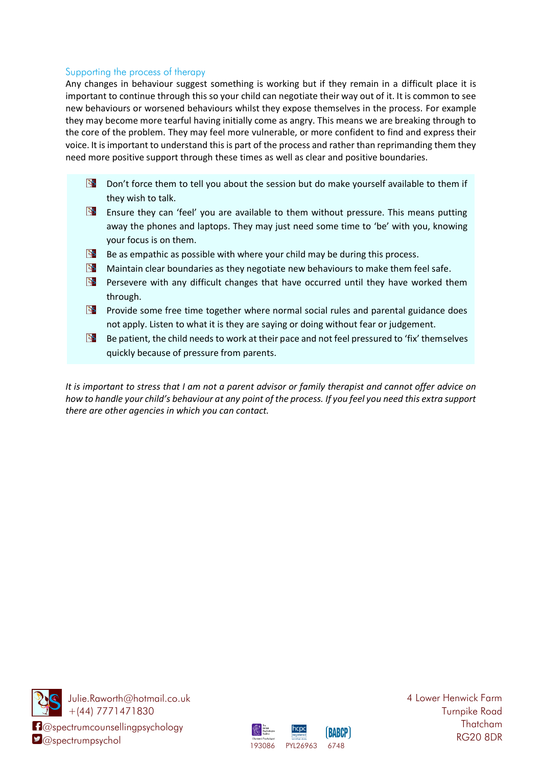## Supporting the process of therapy

Any changes in behaviour suggest something is working but if they remain in a difficult place it is important to continue through this so your child can negotiate their way out of it. It is common to see new behaviours or worsened behaviours whilst they expose themselves in the process. For example they may become more tearful having initially come as angry. This means we are breaking through to the core of the problem. They may feel more vulnerable, or more confident to find and express their voice. It is important to understand this is part of the process and rather than reprimanding them they need more positive support through these times as well as clear and positive boundaries.

- Don't force them to tell you about the session but do make yourself available to them if they wish to talk.
- Ensure they can 'feel' you are available to them without pressure. This means putting away the phones and laptops. They may just need some time to 'be' with you, knowing your focus is on them.
- Be as empathic as possible with where your child may be during this process.
- Maintain clear boundaries as they negotiate new behaviours to make them feel safe.
- Persevere with any difficult changes that have occurred until they have worked them through.
- Provide some free time together where normal social rules and parental guidance does not apply. Listen to what it is they are saying or doing without fear or judgement.
- Be patient, the child needs to work at their pace and not feel pressured to 'fix' themselves quickly because of pressure from parents.

*It is important to stress that I am not a parent advisor or family therapist and cannot offer advice on how to handle your child's behaviour at any point of the process. If you feel you need this extra support there are other agencies in which you can contact.*

Julie.Raworth@hotmail.co.uk
+(44) 7771471830
@spectrumcounsellingpsychology
@spectrumpsychol

193086 PYL26963 6748

4 Lower Henwick Farm
Turnpike Road
Thatcham
RG20 8DR